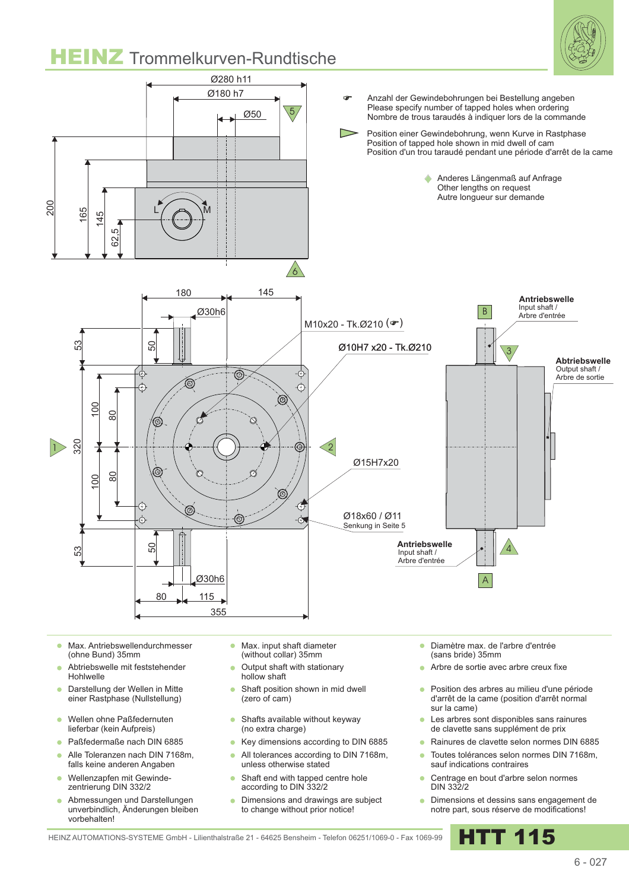# HEINZ Trommelkurven-Rundtische

Ø280 h11

Ø180 h7

Ø50

200

165

145

62,5

L

M

☛ Anzahl der Gewindebohrungen bei Bestellung angeben
Please specify number of tapped holes when ordering
Nombre de trous taraudés à indiquer lors de la commande

▷ Position einer Gewindebohrung, wenn Kurve in Rastphase
Position of tapped hole shown in mid dwell of cam
Position d'un trou taraudé pendant une période d'arrêt de la came

◆ Anderes Längenmaß auf Anfrage
Other lengths on request
Autre longueur sur demande

180

145

Ø30h6

M10x20 - Tk.Ø210 (☛)

Ø10H7 x20 - Tk.Ø210

53

50

320

100

80

100

80

Ø15H7x20

Ø18x60 / Ø11
Senkung in Seite 5

53

50

Ø30h6

80

115

355

**Antriebswelle**
Input shaft /
Arbre d'entrée

**Abtriebswelle**
Output shaft /
Arbre de sortie

**Antriebswelle**
Input shaft /
Arbre d'entrée

- Max. Antriebswellendurchmesser (ohne Bund) 35mm
- Abtriebswelle mit feststehender Hohlwelle
- Darstellung der Wellen in Mitte einer Rastphase (Nullstellung)
- Wellen ohne Paßfedernuten lieferbar (kein Aufpreis)
- Paßfedermaße nach DIN 6885
- Alle Toleranzen nach DIN 7168m, falls keine anderen Angaben
- Wellenzapfen mit Gewinde-zentrierung DIN 332/2
- Abmessungen und Darstellungen unverbindlich, Änderungen bleiben vorbehalten!

- Max. input shaft diameter (without collar) 35mm
- Output shaft with stationary hollow shaft
- Shaft position shown in mid dwell (zero of cam)
- Shafts available without keyway (no extra charge)
- Key dimensions according to DIN 6885
- All tolerances according to DIN 7168m, unless otherwise stated
- Shaft end with tapped centre hole according to DIN 332/2
- Dimensions and drawings are subject to change without prior notice!

- Diamètre max. de l'arbre d'entrée (sans bride) 35mm
- Arbre de sortie avec arbre creux fixe
- Position des arbres au milieu d'une période d'arrêt de la came (position d'arrêt normal sur la came)
- Les arbres sont disponibles sans rainures de clavette sans supplément de prix
- Rainures de clavette selon normes DIN 6885
- Toutes tolérances selon normes DIN 7168m, sauf indications contraires
- Centrage en bout d'arbre selon normes DIN 332/2
- Dimensions et dessins sans engagement de notre part, sous réserve de modifications!

HEINZ AUTOMATIONS-SYSTEME GmbH - Lilienthalstraße 21 - 64625 Bensheim - Telefon 06251/1069-0 - Fax 1069-99

## HTT 115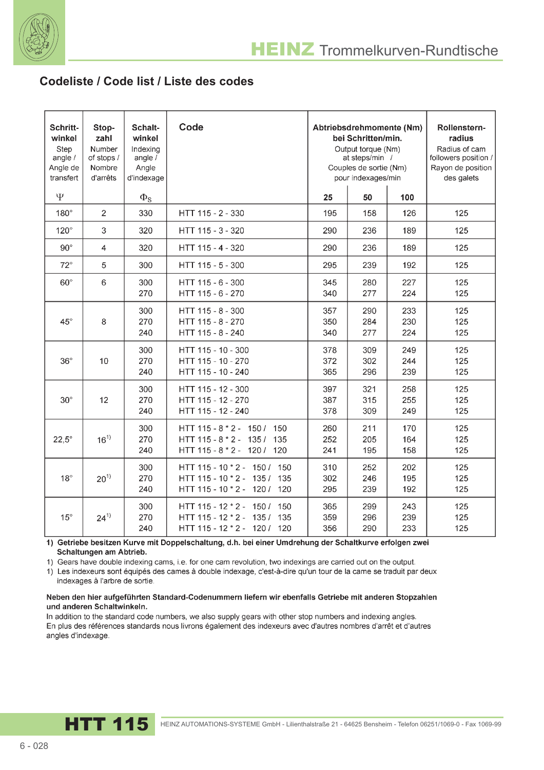## Codeliste / Code list / Liste des codes

| **Schritt-winkel** Step angle / Angle de transfert $\Psi$ | **Stop-zahl** Number of stops / Nombre d'arrêts | **Schalt-winkel** Indexing angle / Angle d'indexage $\Phi_S$ | **Code** | **Abtriebsdrehmomente (Nm) bei Schritten/min.** Output torque (Nm) at steps/min / Couples de sortie (Nm) pour indexages/min | | | **Rollenstern-radius** Radius of cam followers position / Rayon de position des galets |
|---|---|---|---|---|---|---|---|
| | | | | **25** | **50** | **100** | |
| 180° | 2 | 330 | HTT 115 - 2 - 330 | 195 | 158 | 126 | 125 |
| 120° | 3 | 320 | HTT 115 - 3 - 320 | 290 | 236 | 189 | 125 |
| 90° | 4 | 320 | HTT 115 - 4 - 320 | 290 | 236 | 189 | 125 |
| 72° | 5 | 300 | HTT 115 - 5 - 300 | 295 | 239 | 192 | 125 |
| 60° | 6 | 300 | HTT 115 - 6 - 300 | 345 | 280 | 227 | 125 |
| | | 270 | HTT 115 - 6 - 270 | 340 | 277 | 224 | 125 |
| 45° | 8 | 300 | HTT 115 - 8 - 300 | 357 | 290 | 233 | 125 |
| | | 270 | HTT 115 - 8 - 270 | 350 | 284 | 230 | 125 |
| | | 240 | HTT 115 - 8 - 240 | 340 | 277 | 224 | 125 |
| 36° | 10 | 300 | HTT 115 - 10 - 300 | 378 | 309 | 249 | 125 |
| | | 270 | HTT 115 - 10 - 270 | 372 | 302 | 244 | 125 |
| | | 240 | HTT 115 - 10 - 240 | 365 | 296 | 239 | 125 |
| 30° | 12 | 300 | HTT 115 - 12 - 300 | 397 | 321 | 258 | 125 |
| | | 270 | HTT 115 - 12 - 270 | 387 | 315 | 255 | 125 |
| | | 240 | HTT 115 - 12 - 240 | 378 | 309 | 249 | 125 |
| 22,5° | 16[1)] | 300 | HTT 115 - 8 * 2 - 150 / 150 | 260 | 211 | 170 | 125 |
| | | 270 | HTT 115 - 8 * 2 - 135 / 135 | 252 | 205 | 164 | 125 |
| | | 240 | HTT 115 - 8 * 2 - 120 / 120 | 241 | 195 | 158 | 125 |
| 18° | 20[1)] | 300 | HTT 115 - 10 * 2 - 150 / 150 | 310 | 252 | 202 | 125 |
| | | 270 | HTT 115 - 10 * 2 - 135 / 135 | 302 | 246 | 195 | 125 |
| | | 240 | HTT 115 - 10 * 2 - 120 / 120 | 295 | 239 | 192 | 125 |
| 15° | 24[1)] | 300 | HTT 115 - 12 * 2 - 150 / 150 | 365 | 299 | 243 | 125 |
| | | 270 | HTT 115 - 12 * 2 - 135 / 135 | 359 | 296 | 239 | 125 |
| | | 240 | HTT 115 - 12 * 2 - 120 / 120 | 356 | 290 | 233 | 125 |

**1) Getriebe besitzen Kurve mit Doppelschaltung, d.h. bei einer Umdrehung der Schaltkurve erfolgen zwei Schaltungen am Abtrieb.**

1) Gears have double indexing cams, i.e. for one cam revolution, two indexings are carried out on the output.

1) Les indexeurs sont équipés des cames à double indexage, c'est-à-dire qu'un tour de la came se traduit par deux indexages à l'arbre de sortie.

**Neben den hier aufgeführten Standard-Codenummern liefern wir ebenfalls Getriebe mit anderen Stopzahlen und anderen Schaltwinkeln.**

In addition to the standard code numbers, we also supply gears with other stop numbers and indexing angles.

En plus des références standards nous livrons également des indexeurs avec d'autres nombres d'arrêt et d'autres angles d'indexage.